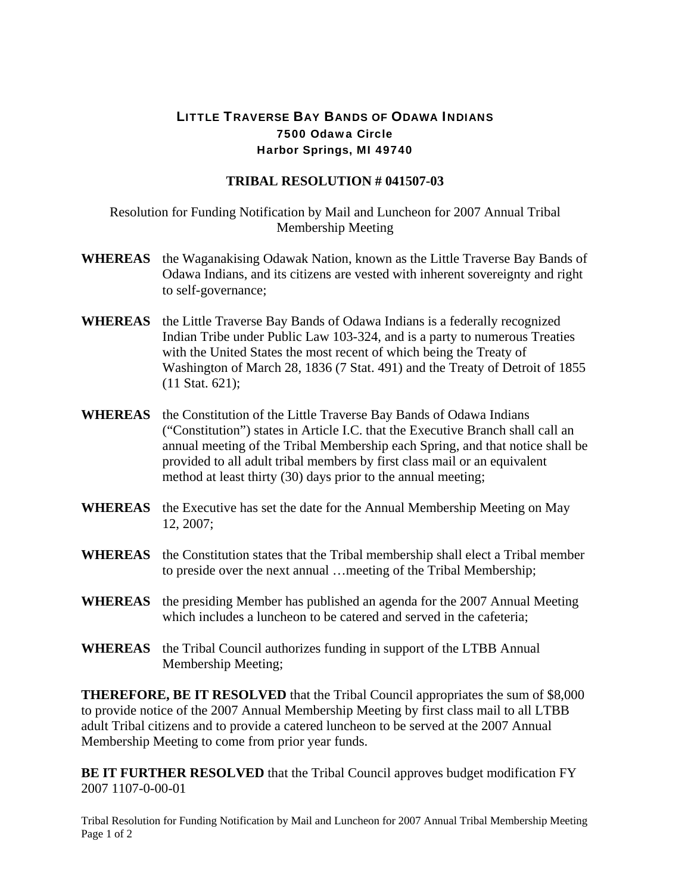# LITTLE TRAVERSE BAY BANDS OF ODAWA INDIANS

**7500 Odawa Circle**
**Harbor Springs, MI 49740**

## TRIBAL RESOLUTION # 041507-03

Resolution for Funding Notification by Mail and Luncheon for 2007 Annual Tribal Membership Meeting

**WHEREAS** the Waganakising Odawak Nation, known as the Little Traverse Bay Bands of Odawa Indians, and its citizens are vested with inherent sovereignty and right to self-governance;

**WHEREAS** the Little Traverse Bay Bands of Odawa Indians is a federally recognized Indian Tribe under Public Law 103-324, and is a party to numerous Treaties with the United States the most recent of which being the Treaty of Washington of March 28, 1836 (7 Stat. 491) and the Treaty of Detroit of 1855 (11 Stat. 621);

**WHEREAS** the Constitution of the Little Traverse Bay Bands of Odawa Indians ("Constitution") states in Article I.C. that the Executive Branch shall call an annual meeting of the Tribal Membership each Spring, and that notice shall be provided to all adult tribal members by first class mail or an equivalent method at least thirty (30) days prior to the annual meeting;

**WHEREAS** the Executive has set the date for the Annual Membership Meeting on May 12, 2007;

**WHEREAS** the Constitution states that the Tribal membership shall elect a Tribal member to preside over the next annual …meeting of the Tribal Membership;

**WHEREAS** the presiding Member has published an agenda for the 2007 Annual Meeting which includes a luncheon to be catered and served in the cafeteria;

**WHEREAS** the Tribal Council authorizes funding in support of the LTBB Annual Membership Meeting;

**THEREFORE, BE IT RESOLVED** that the Tribal Council appropriates the sum of $8,000 to provide notice of the 2007 Annual Membership Meeting by first class mail to all LTBB adult Tribal citizens and to provide a catered luncheon to be served at the 2007 Annual Membership Meeting to come from prior year funds.

**BE IT FURTHER RESOLVED** that the Tribal Council approves budget modification FY 2007 1107-0-00-01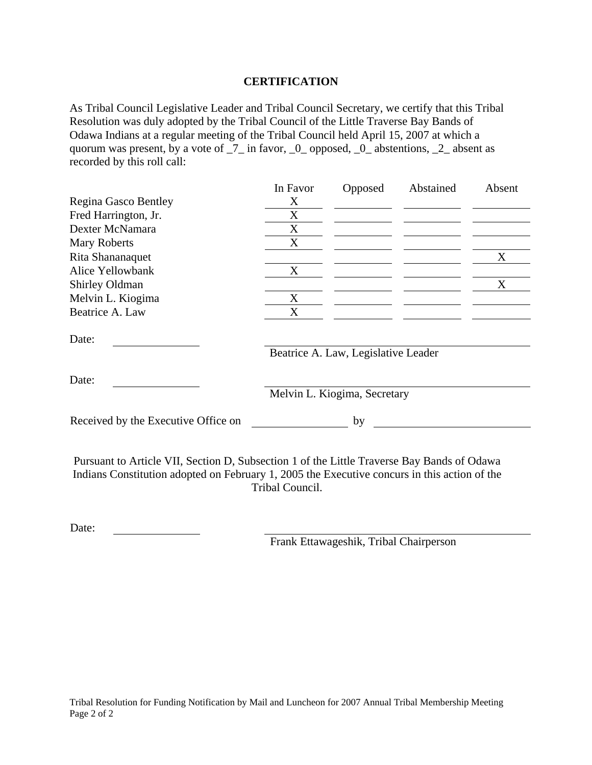**CERTIFICATION**

As Tribal Council Legislative Leader and Tribal Council Secretary, we certify that this Tribal Resolution was duly adopted by the Tribal Council of the Little Traverse Bay Bands of Odawa Indians at a regular meeting of the Tribal Council held April 15, 2007 at which a quorum was present, by a vote of _7_ in favor, _0_ opposed, _0_ abstentions, _2_ absent as recorded by this roll call:

| | In Favor | Opposed | Abstained | Absent |
|---|---|---|---|---|
| Regina Gasco Bentley | X | | | |
| Fred Harrington, Jr. | X | | | |
| Dexter McNamara | X | | | |
| Mary Roberts | X | | | |
| Rita Shananaquet | | | | X |
| Alice Yellowbank | X | | | |
| Shirley Oldman | | | | X |
| Melvin L. Kiogima | X | | | |
| Beatrice A. Law | X | | | |

Date: ______________

Beatrice A. Law, Legislative Leader

Date: ______________

Melvin L. Kiogima, Secretary

Received by the Executive Office on ______________ by ______________

Pursuant to Article VII, Section D, Subsection 1 of the Little Traverse Bay Bands of Odawa Indians Constitution adopted on February 1, 2005 the Executive concurs in this action of the Tribal Council.

Date: ______________

Frank Ettawageshik, Tribal Chairperson

Tribal Resolution for Funding Notification by Mail and Luncheon for 2007 Annual Tribal Membership Meeting